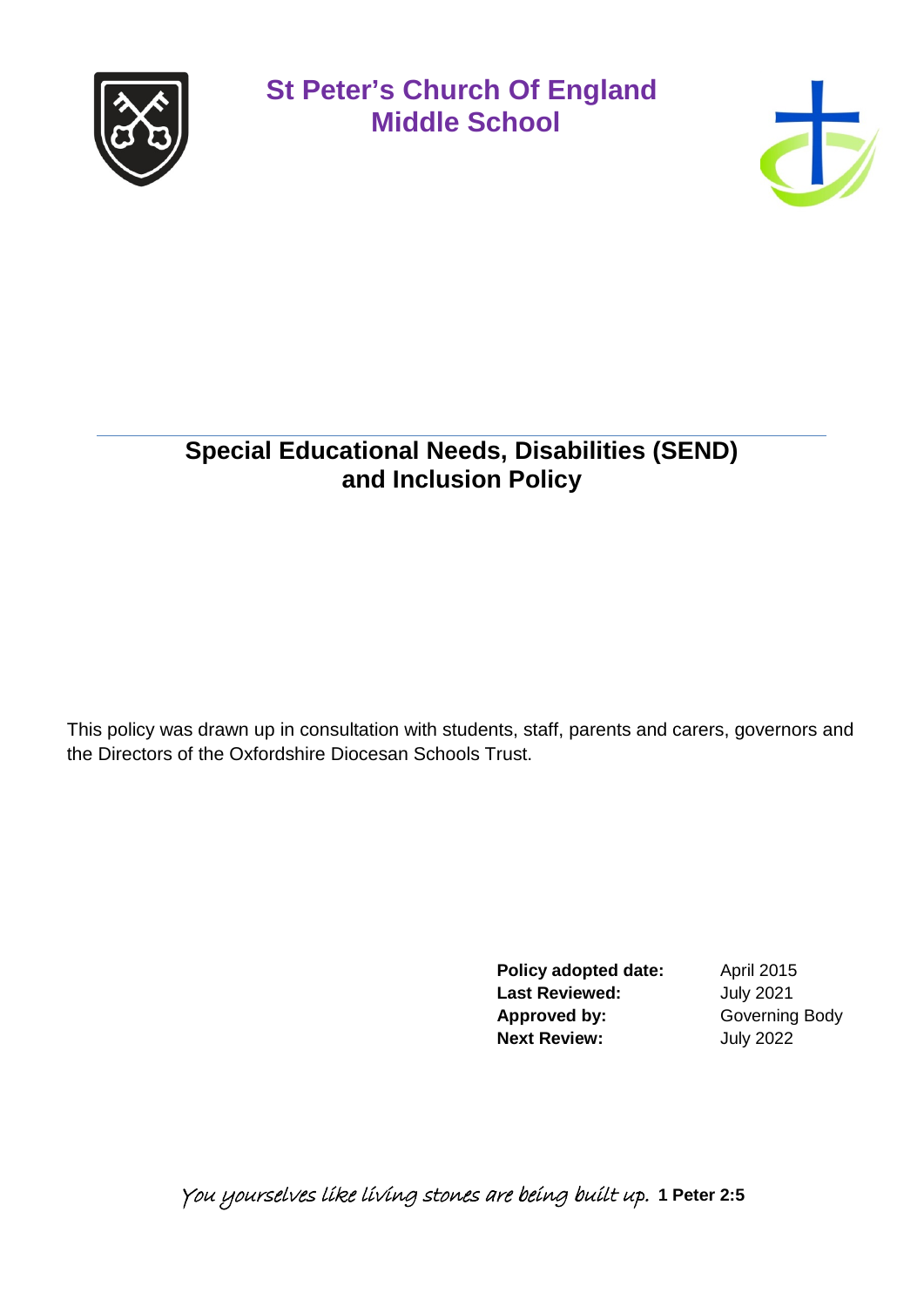# St Peter's Church Of England Middle School

## Special Educational Needs, Disabilities (SEND) and Inclusion Policy

This policy was drawn up in consultation with students, staff, parents and carers, governors and the Directors of the Oxfordshire Diocesan Schools Trust.

| | |
|---|---|
| **Policy adopted date:** | April 2015 |
| **Last Reviewed:** | July 2021 |
| **Approved by:** | Governing Body |
| **Next Review:** | July 2022 |

*You yourselves like living stones are being built up.* **1 Peter 2:5**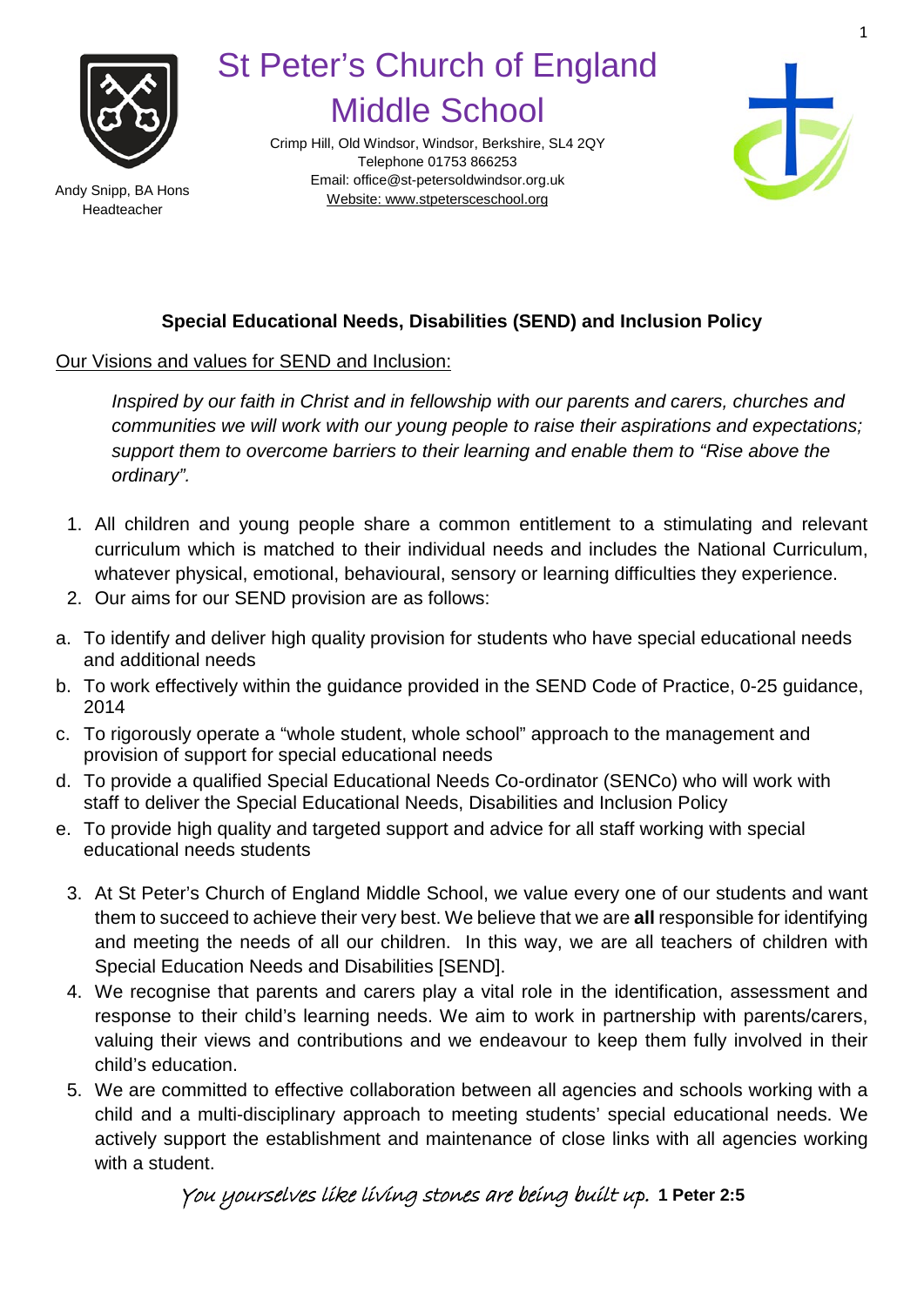# St Peter's Church of England Middle School

Crimp Hill, Old Windsor, Windsor, Berkshire, SL4 2QY
Telephone 01753 866253
Email: office@st-petersoldwindsor.org.uk
Website: www.stpetersceschool.org

Andy Snipp, BA Hons
Headteacher

## Special Educational Needs, Disabilities (SEND) and Inclusion Policy

Our Visions and values for SEND and Inclusion:

*Inspired by our faith in Christ and in fellowship with our parents and carers, churches and communities we will work with our young people to raise their aspirations and expectations; support them to overcome barriers to their learning and enable them to "Rise above the ordinary".*

1. All children and young people share a common entitlement to a stimulating and relevant curriculum which is matched to their individual needs and includes the National Curriculum, whatever physical, emotional, behavioural, sensory or learning difficulties they experience.
2. Our aims for our SEND provision are as follows:

a. To identify and deliver high quality provision for students who have special educational needs and additional needs
b. To work effectively within the guidance provided in the SEND Code of Practice, 0-25 guidance, 2014
c. To rigorously operate a "whole student, whole school" approach to the management and provision of support for special educational needs
d. To provide a qualified Special Educational Needs Co-ordinator (SENCo) who will work with staff to deliver the Special Educational Needs, Disabilities and Inclusion Policy
e. To provide high quality and targeted support and advice for all staff working with special educational needs students

3. At St Peter's Church of England Middle School, we value every one of our students and want them to succeed to achieve their very best. We believe that we are **all** responsible for identifying and meeting the needs of all our children. In this way, we are all teachers of children with Special Education Needs and Disabilities [SEND].
4. We recognise that parents and carers play a vital role in the identification, assessment and response to their child's learning needs. We aim to work in partnership with parents/carers, valuing their views and contributions and we endeavour to keep them fully involved in their child's education.
5. We are committed to effective collaboration between all agencies and schools working with a child and a multi-disciplinary approach to meeting students' special educational needs. We actively support the establishment and maintenance of close links with all agencies working with a student.

*You yourselves like living stones are being built up.* **1 Peter 2:5**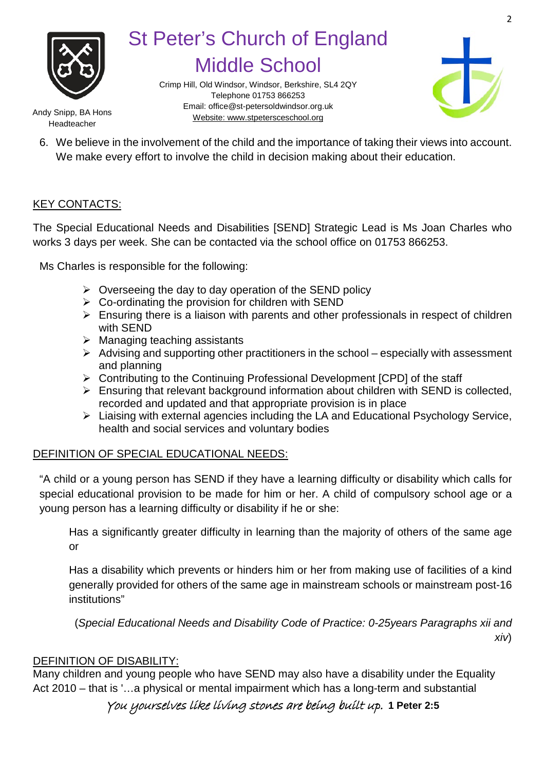6. We believe in the involvement of the child and the importance of taking their views into account. We make every effort to involve the child in decision making about their education.

## KEY CONTACTS:

The Special Educational Needs and Disabilities [SEND] Strategic Lead is Ms Joan Charles who works 3 days per week. She can be contacted via the school office on 01753 866253.

Ms Charles is responsible for the following:

- Overseeing the day to day operation of the SEND policy
- Co-ordinating the provision for children with SEND
- Ensuring there is a liaison with parents and other professionals in respect of children with SEND
- Managing teaching assistants
- Advising and supporting other practitioners in the school – especially with assessment and planning
- Contributing to the Continuing Professional Development [CPD] of the staff
- Ensuring that relevant background information about children with SEND is collected, recorded and updated and that appropriate provision is in place
- Liaising with external agencies including the LA and Educational Psychology Service, health and social services and voluntary bodies

## DEFINITION OF SPECIAL EDUCATIONAL NEEDS:

"A child or a young person has SEND if they have a learning difficulty or disability which calls for special educational provision to be made for him or her. A child of compulsory school age or a young person has a learning difficulty or disability if he or she:

Has a significantly greater difficulty in learning than the majority of others of the same age or

Has a disability which prevents or hinders him or her from making use of facilities of a kind generally provided for others of the same age in mainstream schools or mainstream post-16 institutions"

(*Special Educational Needs and Disability Code of Practice: 0-25years Paragraphs xii and xiv*)

## DEFINITION OF DISABILITY:

Many children and young people who have SEND may also have a disability under the Equality Act 2010 – that is '…a physical or mental impairment which has a long-term and substantial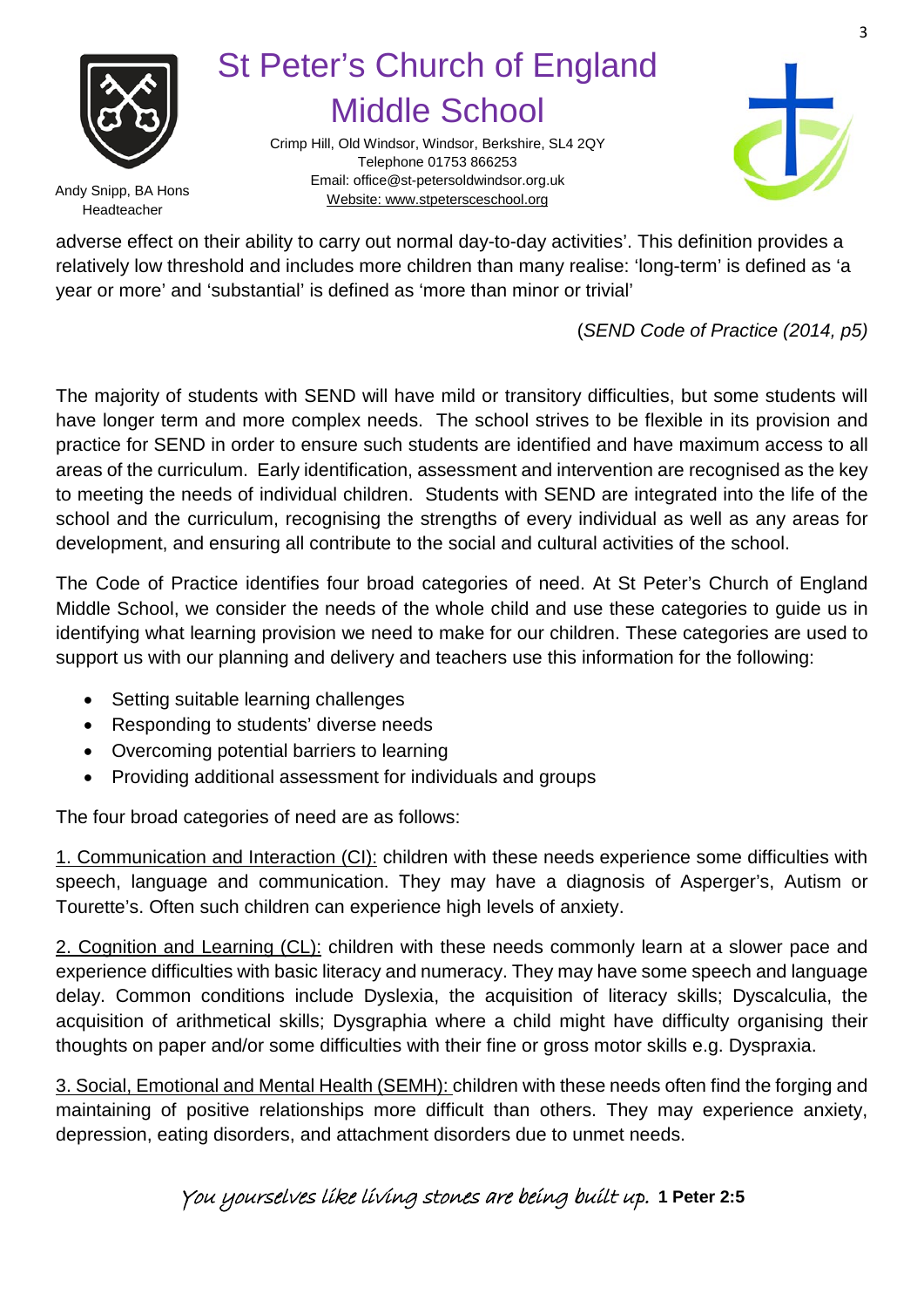adverse effect on their ability to carry out normal day-to-day activities'. This definition provides a relatively low threshold and includes more children than many realise: 'long-term' is defined as 'a year or more' and 'substantial' is defined as 'more than minor or trivial'

(*SEND Code of Practice (2014, p5)*)

The majority of students with SEND will have mild or transitory difficulties, but some students will have longer term and more complex needs. The school strives to be flexible in its provision and practice for SEND in order to ensure such students are identified and have maximum access to all areas of the curriculum. Early identification, assessment and intervention are recognised as the key to meeting the needs of individual children. Students with SEND are integrated into the life of the school and the curriculum, recognising the strengths of every individual as well as any areas for development, and ensuring all contribute to the social and cultural activities of the school.

The Code of Practice identifies four broad categories of need. At St Peter's Church of England Middle School, we consider the needs of the whole child and use these categories to guide us in identifying what learning provision we need to make for our children. These categories are used to support us with our planning and delivery and teachers use this information for the following:

- Setting suitable learning challenges
- Responding to students' diverse needs
- Overcoming potential barriers to learning
- Providing additional assessment for individuals and groups

The four broad categories of need are as follows:

1. Communication and Interaction (CI): children with these needs experience some difficulties with speech, language and communication. They may have a diagnosis of Asperger's, Autism or Tourette's. Often such children can experience high levels of anxiety.

2. Cognition and Learning (CL): children with these needs commonly learn at a slower pace and experience difficulties with basic literacy and numeracy. They may have some speech and language delay. Common conditions include Dyslexia, the acquisition of literacy skills; Dyscalculia, the acquisition of arithmetical skills; Dysgraphia where a child might have difficulty organising their thoughts on paper and/or some difficulties with their fine or gross motor skills e.g. Dyspraxia.

3. Social, Emotional and Mental Health (SEMH): children with these needs often find the forging and maintaining of positive relationships more difficult than others. They may experience anxiety, depression, eating disorders, and attachment disorders due to unmet needs.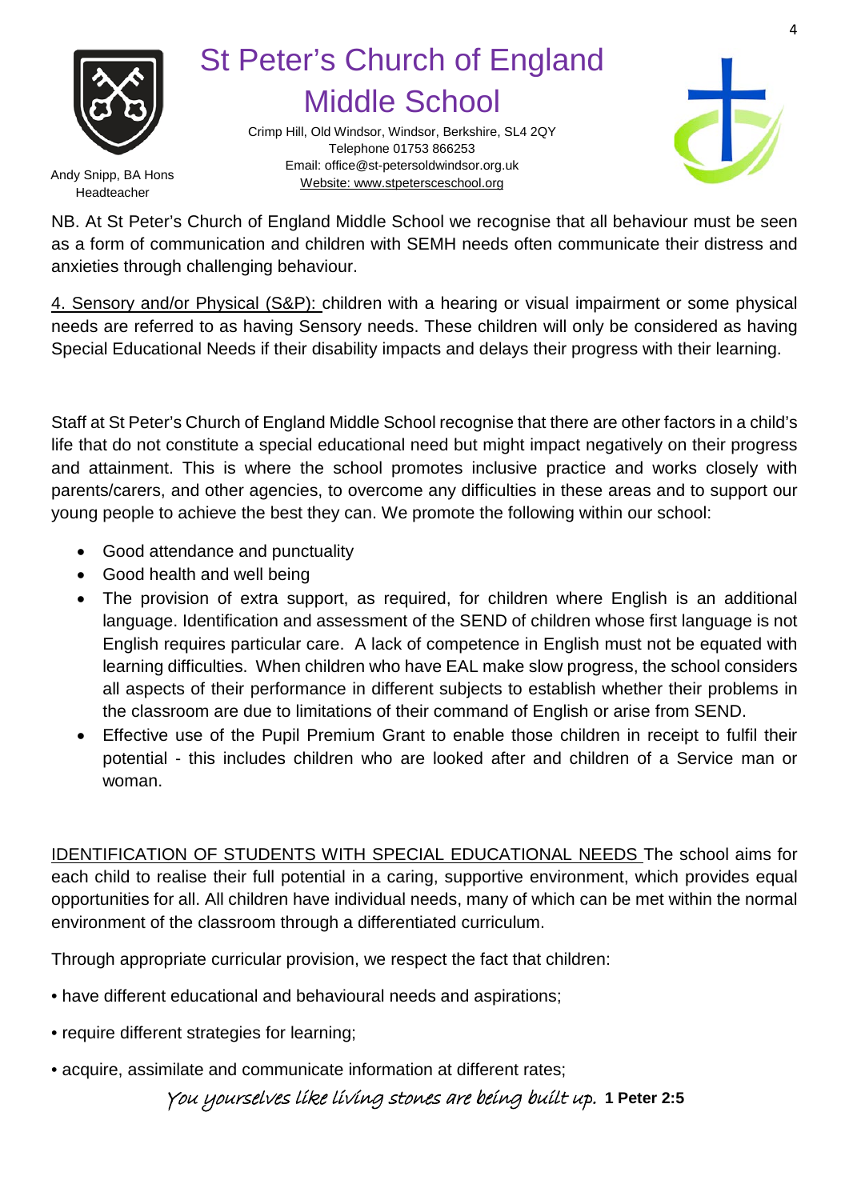NB. At St Peter's Church of England Middle School we recognise that all behaviour must be seen as a form of communication and children with SEMH needs often communicate their distress and anxieties through challenging behaviour.

4. Sensory and/or Physical (S&P): children with a hearing or visual impairment or some physical needs are referred to as having Sensory needs. These children will only be considered as having Special Educational Needs if their disability impacts and delays their progress with their learning.

Staff at St Peter's Church of England Middle School recognise that there are other factors in a child's life that do not constitute a special educational need but might impact negatively on their progress and attainment. This is where the school promotes inclusive practice and works closely with parents/carers, and other agencies, to overcome any difficulties in these areas and to support our young people to achieve the best they can. We promote the following within our school:

- Good attendance and punctuality
- Good health and well being
- The provision of extra support, as required, for children where English is an additional language. Identification and assessment of the SEND of children whose first language is not English requires particular care. A lack of competence in English must not be equated with learning difficulties. When children who have EAL make slow progress, the school considers all aspects of their performance in different subjects to establish whether their problems in the classroom are due to limitations of their command of English or arise from SEND.
- Effective use of the Pupil Premium Grant to enable those children in receipt to fulfil their potential - this includes children who are looked after and children of a Service man or woman.

IDENTIFICATION OF STUDENTS WITH SPECIAL EDUCATIONAL NEEDS The school aims for each child to realise their full potential in a caring, supportive environment, which provides equal opportunities for all. All children have individual needs, many of which can be met within the normal environment of the classroom through a differentiated curriculum.

Through appropriate curricular provision, we respect the fact that children:

- have different educational and behavioural needs and aspirations;
- require different strategies for learning;
- acquire, assimilate and communicate information at different rates;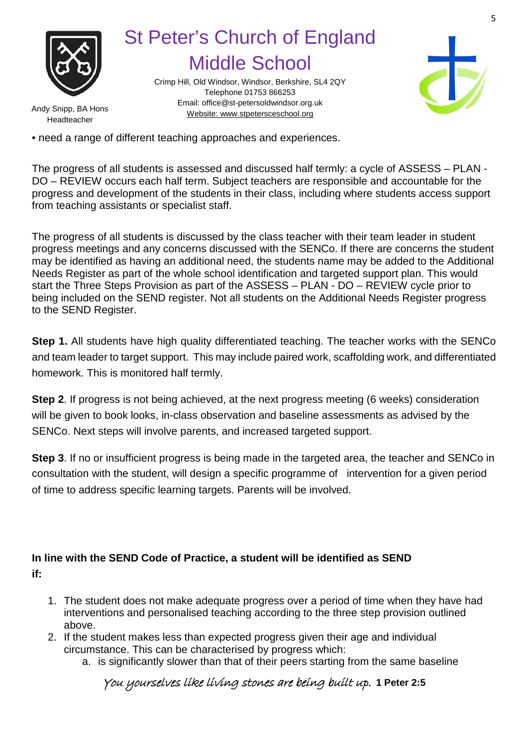• need a range of different teaching approaches and experiences.

The progress of all students is assessed and discussed half termly: a cycle of ASSESS – PLAN - DO – REVIEW occurs each half term. Subject teachers are responsible and accountable for the progress and development of the students in their class, including where students access support from teaching assistants or specialist staff.

The progress of all students is discussed by the class teacher with their team leader in student progress meetings and any concerns discussed with the SENCo. If there are concerns the student may be identified as having an additional need, the students name may be added to the Additional Needs Register as part of the whole school identification and targeted support plan. This would start the Three Steps Provision as part of the ASSESS – PLAN - DO – REVIEW cycle prior to being included on the SEND register. Not all students on the Additional Needs Register progress to the SEND Register.

**Step 1.** All students have high quality differentiated teaching. The teacher works with the SENCo and team leader to target support. This may include paired work, scaffolding work, and differentiated homework. This is monitored half termly.

**Step 2**. If progress is not being achieved, at the next progress meeting (6 weeks) consideration will be given to book looks, in-class observation and baseline assessments as advised by the SENCo. Next steps will involve parents, and increased targeted support.

**Step 3**. If no or insufficient progress is being made in the targeted area, the teacher and SENCo in consultation with the student, will design a specific programme of intervention for a given period of time to address specific learning targets. Parents will be involved.

**In line with the SEND Code of Practice, a student will be identified as SEND if:**

1. The student does not make adequate progress over a period of time when they have had interventions and personalised teaching according to the three step provision outlined above.
2. If the student makes less than expected progress given their age and individual circumstance. This can be characterised by progress which:
   a. is significantly slower than that of their peers starting from the same baseline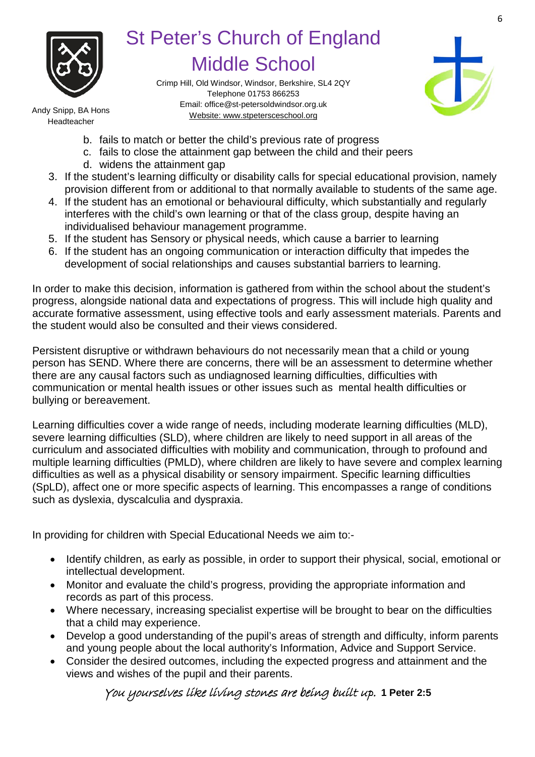b. fails to match or better the child's previous rate of progress
   c. fails to close the attainment gap between the child and their peers
   d. widens the attainment gap
3. If the student's learning difficulty or disability calls for special educational provision, namely provision different from or additional to that normally available to students of the same age.
4. If the student has an emotional or behavioural difficulty, which substantially and regularly interferes with the child's own learning or that of the class group, despite having an individualised behaviour management programme.
5. If the student has Sensory or physical needs, which cause a barrier to learning
6. If the student has an ongoing communication or interaction difficulty that impedes the development of social relationships and causes substantial barriers to learning.

In order to make this decision, information is gathered from within the school about the student's progress, alongside national data and expectations of progress. This will include high quality and accurate formative assessment, using effective tools and early assessment materials. Parents and the student would also be consulted and their views considered.

Persistent disruptive or withdrawn behaviours do not necessarily mean that a child or young person has SEND. Where there are concerns, there will be an assessment to determine whether there are any causal factors such as undiagnosed learning difficulties, difficulties with communication or mental health issues or other issues such as mental health difficulties or bullying or bereavement.

Learning difficulties cover a wide range of needs, including moderate learning difficulties (MLD), severe learning difficulties (SLD), where children are likely to need support in all areas of the curriculum and associated difficulties with mobility and communication, through to profound and multiple learning difficulties (PMLD), where children are likely to have severe and complex learning difficulties as well as a physical disability or sensory impairment. Specific learning difficulties (SpLD), affect one or more specific aspects of learning. This encompasses a range of conditions such as dyslexia, dyscalculia and dyspraxia.

In providing for children with Special Educational Needs we aim to:-

- Identify children, as early as possible, in order to support their physical, social, emotional or intellectual development.
- Monitor and evaluate the child's progress, providing the appropriate information and records as part of this process.
- Where necessary, increasing specialist expertise will be brought to bear on the difficulties that a child may experience.
- Develop a good understanding of the pupil's areas of strength and difficulty, inform parents and young people about the local authority's Information, Advice and Support Service.
- Consider the desired outcomes, including the expected progress and attainment and the views and wishes of the pupil and their parents.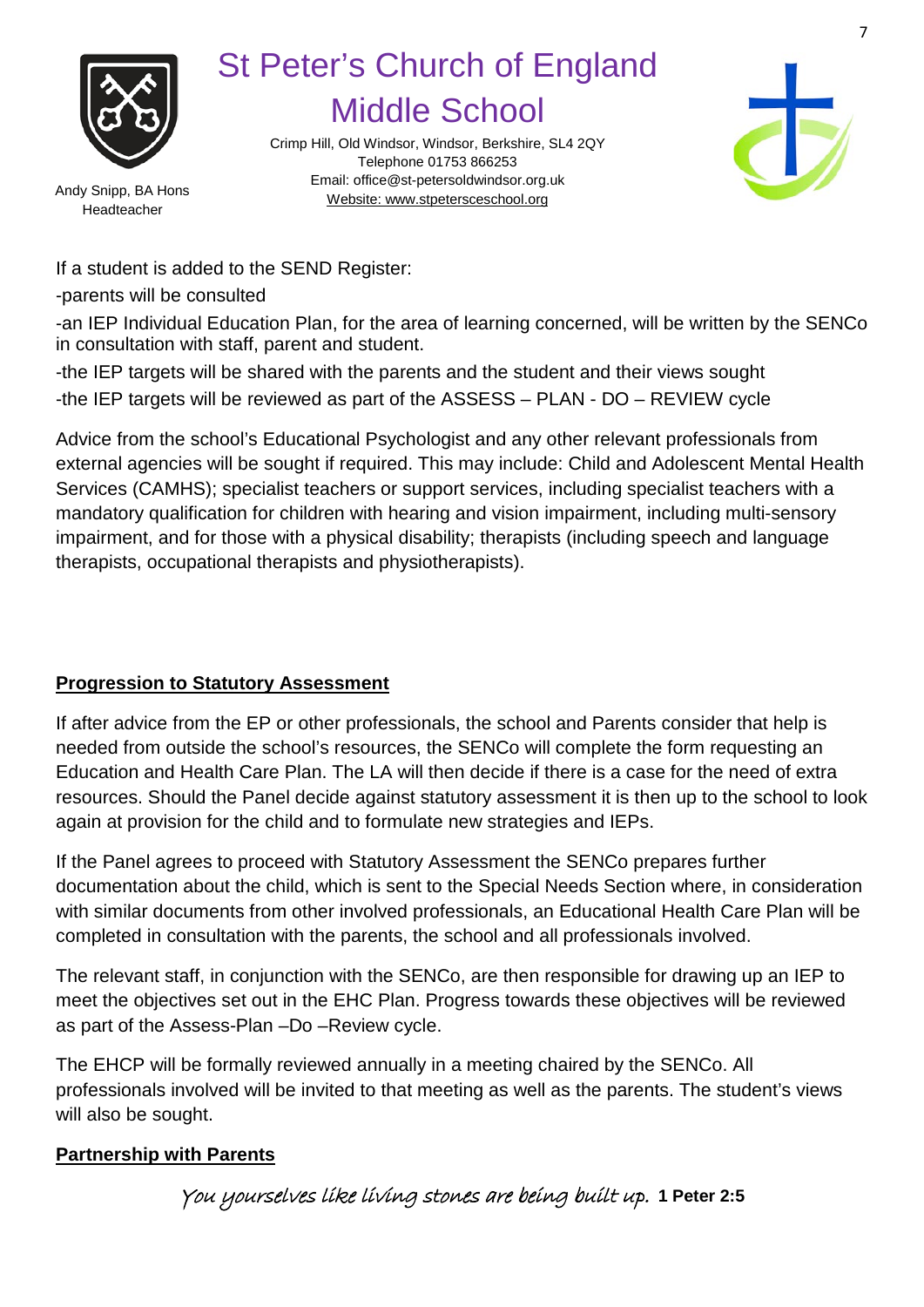If a student is added to the SEND Register:

-parents will be consulted

-an IEP Individual Education Plan, for the area of learning concerned, will be written by the SENCo in consultation with staff, parent and student.

-the IEP targets will be shared with the parents and the student and their views sought

-the IEP targets will be reviewed as part of the ASSESS – PLAN - DO – REVIEW cycle

Advice from the school's Educational Psychologist and any other relevant professionals from external agencies will be sought if required. This may include: Child and Adolescent Mental Health Services (CAMHS); specialist teachers or support services, including specialist teachers with a mandatory qualification for children with hearing and vision impairment, including multi-sensory impairment, and for those with a physical disability; therapists (including speech and language therapists, occupational therapists and physiotherapists).

**Progression to Statutory Assessment**

If after advice from the EP or other professionals, the school and Parents consider that help is needed from outside the school's resources, the SENCo will complete the form requesting an Education and Health Care Plan. The LA will then decide if there is a case for the need of extra resources. Should the Panel decide against statutory assessment it is then up to the school to look again at provision for the child and to formulate new strategies and IEPs.

If the Panel agrees to proceed with Statutory Assessment the SENCo prepares further documentation about the child, which is sent to the Special Needs Section where, in consideration with similar documents from other involved professionals, an Educational Health Care Plan will be completed in consultation with the parents, the school and all professionals involved.

The relevant staff, in conjunction with the SENCo, are then responsible for drawing up an IEP to meet the objectives set out in the EHC Plan. Progress towards these objectives will be reviewed as part of the Assess-Plan –Do –Review cycle.

The EHCP will be formally reviewed annually in a meeting chaired by the SENCo. All professionals involved will be invited to that meeting as well as the parents. The student's views will also be sought.

**Partnership with Parents**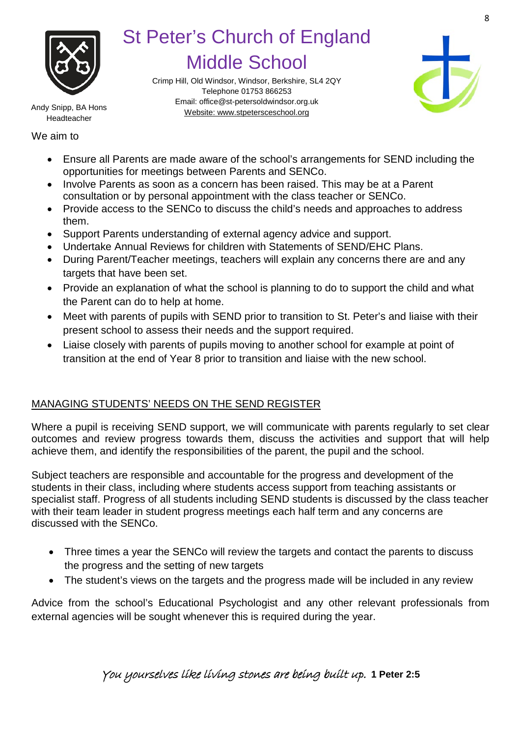We aim to

- Ensure all Parents are made aware of the school's arrangements for SEND including the opportunities for meetings between Parents and SENCo.
- Involve Parents as soon as a concern has been raised. This may be at a Parent consultation or by personal appointment with the class teacher or SENCo.
- Provide access to the SENCo to discuss the child's needs and approaches to address them.
- Support Parents understanding of external agency advice and support.
- Undertake Annual Reviews for children with Statements of SEND/EHC Plans.
- During Parent/Teacher meetings, teachers will explain any concerns there are and any targets that have been set.
- Provide an explanation of what the school is planning to do to support the child and what the Parent can do to help at home.
- Meet with parents of pupils with SEND prior to transition to St. Peter's and liaise with their present school to assess their needs and the support required.
- Liaise closely with parents of pupils moving to another school for example at point of transition at the end of Year 8 prior to transition and liaise with the new school.

## MANAGING STUDENTS' NEEDS ON THE SEND REGISTER

Where a pupil is receiving SEND support, we will communicate with parents regularly to set clear outcomes and review progress towards them, discuss the activities and support that will help achieve them, and identify the responsibilities of the parent, the pupil and the school.

Subject teachers are responsible and accountable for the progress and development of the students in their class, including where students access support from teaching assistants or specialist staff. Progress of all students including SEND students is discussed by the class teacher with their team leader in student progress meetings each half term and any concerns are discussed with the SENCo.

- Three times a year the SENCo will review the targets and contact the parents to discuss the progress and the setting of new targets
- The student's views on the targets and the progress made will be included in any review

Advice from the school's Educational Psychologist and any other relevant professionals from external agencies will be sought whenever this is required during the year.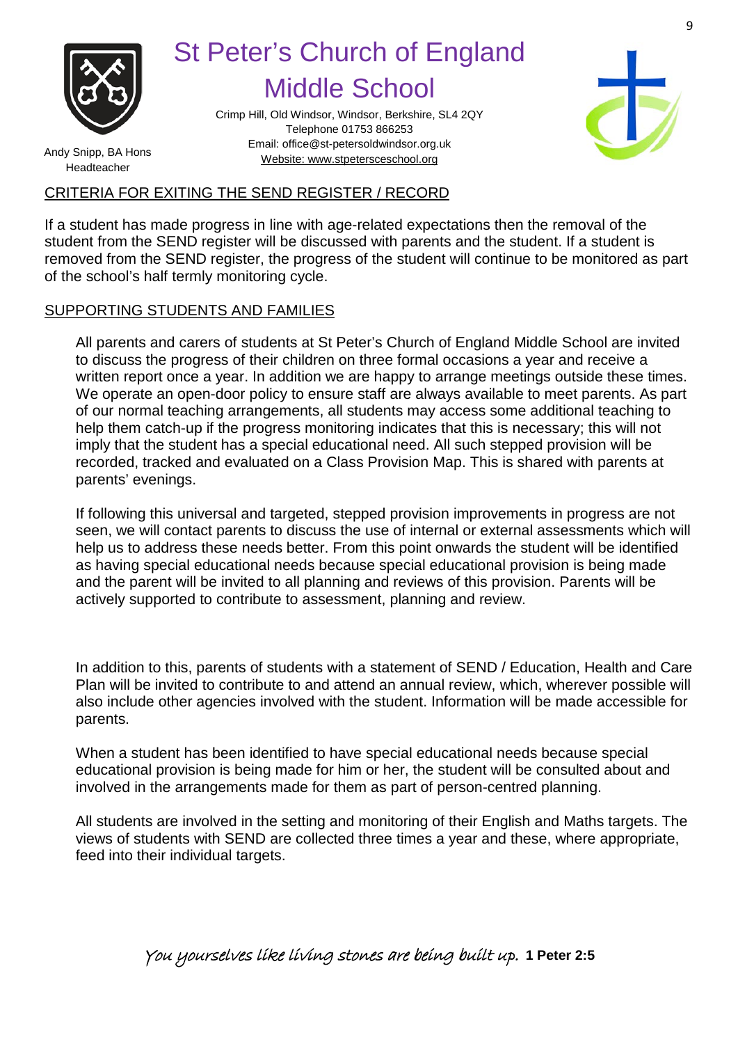## CRITERIA FOR EXITING THE SEND REGISTER / RECORD

If a student has made progress in line with age-related expectations then the removal of the student from the SEND register will be discussed with parents and the student. If a student is removed from the SEND register, the progress of the student will continue to be monitored as part of the school's half termly monitoring cycle.

## SUPPORTING STUDENTS AND FAMILIES

All parents and carers of students at St Peter's Church of England Middle School are invited to discuss the progress of their children on three formal occasions a year and receive a written report once a year. In addition we are happy to arrange meetings outside these times. We operate an open-door policy to ensure staff are always available to meet parents. As part of our normal teaching arrangements, all students may access some additional teaching to help them catch-up if the progress monitoring indicates that this is necessary; this will not imply that the student has a special educational need. All such stepped provision will be recorded, tracked and evaluated on a Class Provision Map. This is shared with parents at parents' evenings.

If following this universal and targeted, stepped provision improvements in progress are not seen, we will contact parents to discuss the use of internal or external assessments which will help us to address these needs better. From this point onwards the student will be identified as having special educational needs because special educational provision is being made and the parent will be invited to all planning and reviews of this provision. Parents will be actively supported to contribute to assessment, planning and review.

In addition to this, parents of students with a statement of SEND / Education, Health and Care Plan will be invited to contribute to and attend an annual review, which, wherever possible will also include other agencies involved with the student. Information will be made accessible for parents.

When a student has been identified to have special educational needs because special educational provision is being made for him or her, the student will be consulted about and involved in the arrangements made for them as part of person-centred planning.

All students are involved in the setting and monitoring of their English and Maths targets. The views of students with SEND are collected three times a year and these, where appropriate, feed into their individual targets.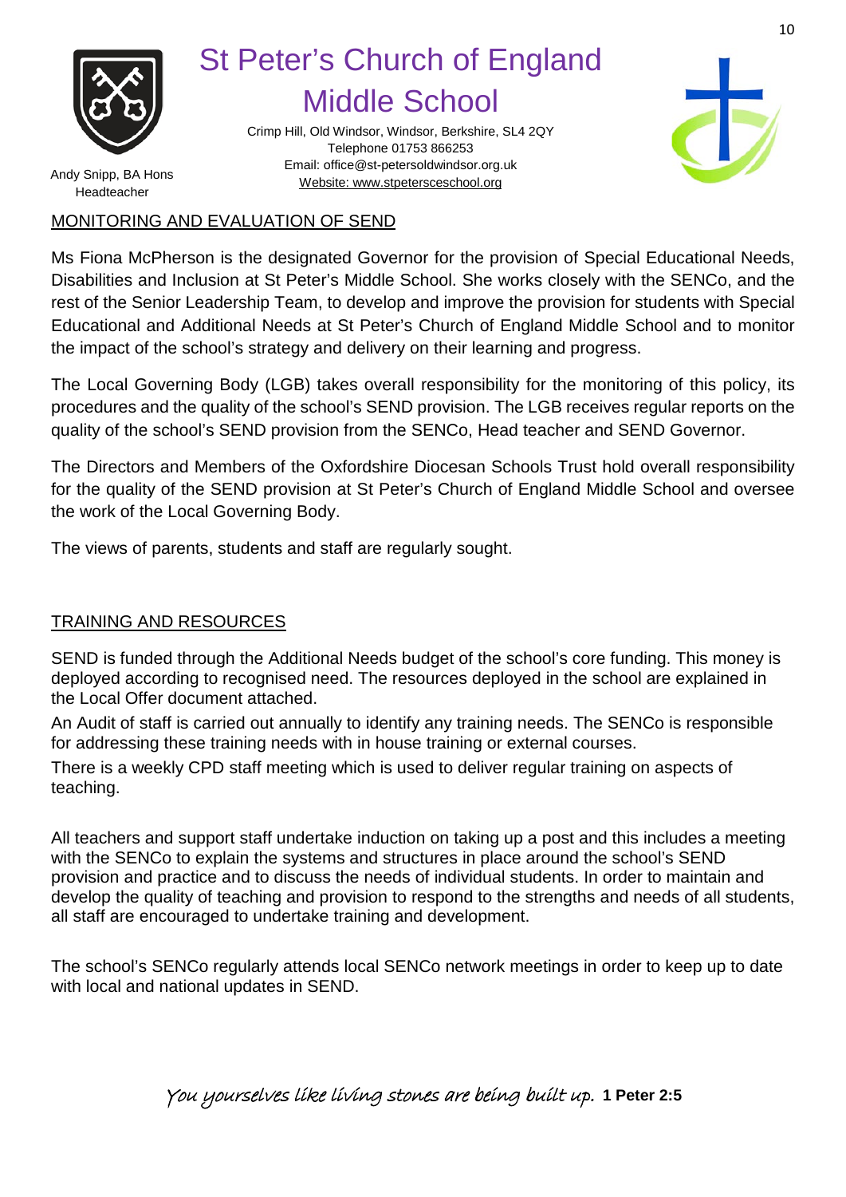## MONITORING AND EVALUATION OF SEND

Ms Fiona McPherson is the designated Governor for the provision of Special Educational Needs, Disabilities and Inclusion at St Peter's Middle School. She works closely with the SENCo, and the rest of the Senior Leadership Team, to develop and improve the provision for students with Special Educational and Additional Needs at St Peter's Church of England Middle School and to monitor the impact of the school's strategy and delivery on their learning and progress.

The Local Governing Body (LGB) takes overall responsibility for the monitoring of this policy, its procedures and the quality of the school's SEND provision. The LGB receives regular reports on the quality of the school's SEND provision from the SENCo, Head teacher and SEND Governor.

The Directors and Members of the Oxfordshire Diocesan Schools Trust hold overall responsibility for the quality of the SEND provision at St Peter's Church of England Middle School and oversee the work of the Local Governing Body.

The views of parents, students and staff are regularly sought.

## TRAINING AND RESOURCES

SEND is funded through the Additional Needs budget of the school's core funding. This money is deployed according to recognised need. The resources deployed in the school are explained in the Local Offer document attached.

An Audit of staff is carried out annually to identify any training needs. The SENCo is responsible for addressing these training needs with in house training or external courses.

There is a weekly CPD staff meeting which is used to deliver regular training on aspects of teaching.

All teachers and support staff undertake induction on taking up a post and this includes a meeting with the SENCo to explain the systems and structures in place around the school's SEND provision and practice and to discuss the needs of individual students. In order to maintain and develop the quality of teaching and provision to respond to the strengths and needs of all students, all staff are encouraged to undertake training and development.

The school's SENCo regularly attends local SENCo network meetings in order to keep up to date with local and national updates in SEND.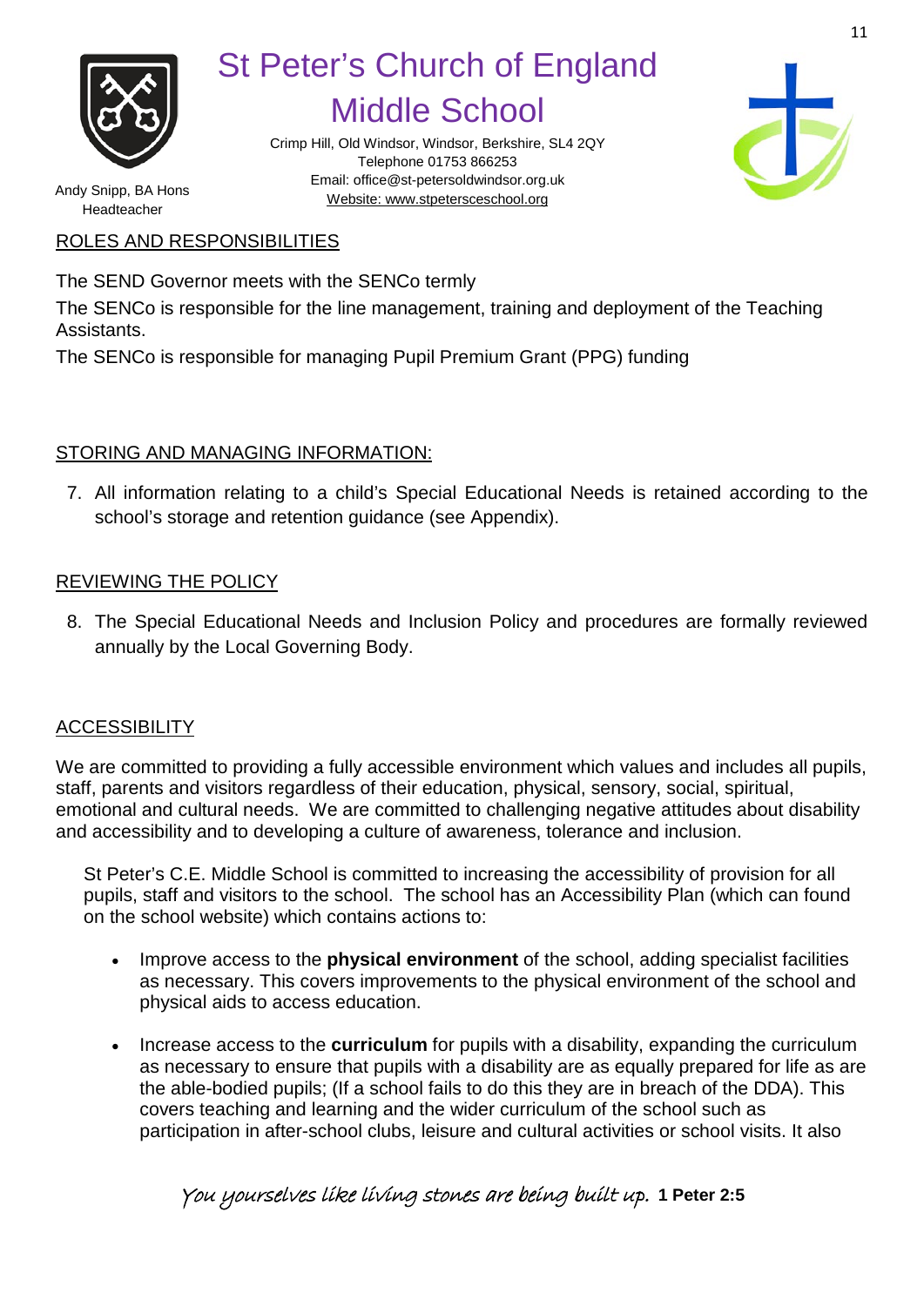## ROLES AND RESPONSIBILITIES

The SEND Governor meets with the SENCo termly

The SENCo is responsible for the line management, training and deployment of the Teaching Assistants.

The SENCo is responsible for managing Pupil Premium Grant (PPG) funding

## STORING AND MANAGING INFORMATION:

7. All information relating to a child's Special Educational Needs is retained according to the school's storage and retention guidance (see Appendix).

## REVIEWING THE POLICY

8. The Special Educational Needs and Inclusion Policy and procedures are formally reviewed annually by the Local Governing Body.

## ACCESSIBILITY

We are committed to providing a fully accessible environment which values and includes all pupils, staff, parents and visitors regardless of their education, physical, sensory, social, spiritual, emotional and cultural needs. We are committed to challenging negative attitudes about disability and accessibility and to developing a culture of awareness, tolerance and inclusion.

St Peter's C.E. Middle School is committed to increasing the accessibility of provision for all pupils, staff and visitors to the school. The school has an Accessibility Plan (which can found on the school website) which contains actions to:

- Improve access to the **physical environment** of the school, adding specialist facilities as necessary. This covers improvements to the physical environment of the school and physical aids to access education.
- Increase access to the **curriculum** for pupils with a disability, expanding the curriculum as necessary to ensure that pupils with a disability are as equally prepared for life as are the able-bodied pupils; (If a school fails to do this they are in breach of the DDA). This covers teaching and learning and the wider curriculum of the school such as participation in after-school clubs, leisure and cultural activities or school visits. It also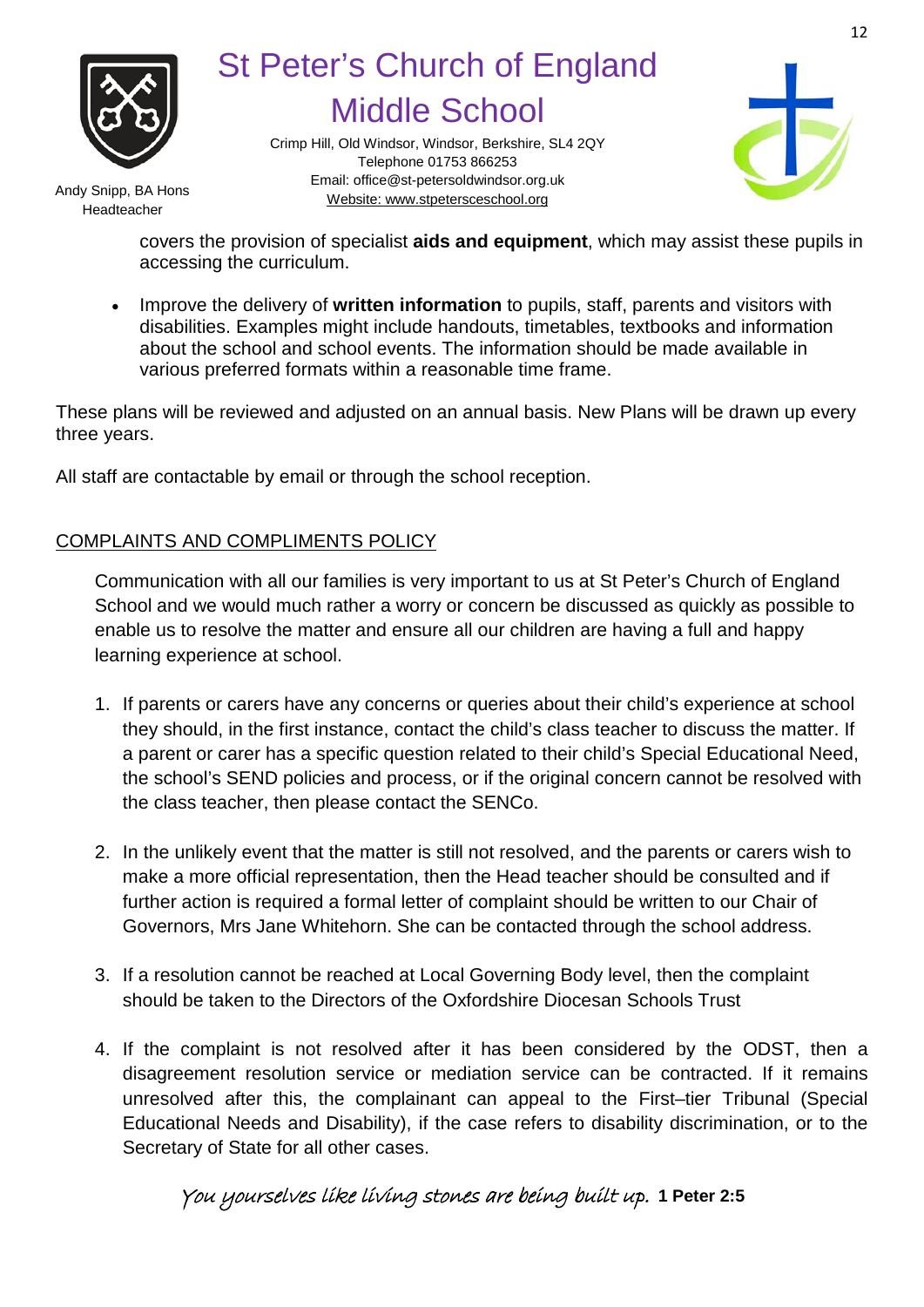covers the provision of specialist **aids and equipment**, which may assist these pupils in accessing the curriculum.

- Improve the delivery of **written information** to pupils, staff, parents and visitors with disabilities. Examples might include handouts, timetables, textbooks and information about the school and school events. The information should be made available in various preferred formats within a reasonable time frame.

These plans will be reviewed and adjusted on an annual basis. New Plans will be drawn up every three years.

All staff are contactable by email or through the school reception.

## COMPLAINTS AND COMPLIMENTS POLICY

Communication with all our families is very important to us at St Peter's Church of England School and we would much rather a worry or concern be discussed as quickly as possible to enable us to resolve the matter and ensure all our children are having a full and happy learning experience at school.

1. If parents or carers have any concerns or queries about their child's experience at school they should, in the first instance, contact the child's class teacher to discuss the matter. If a parent or carer has a specific question related to their child's Special Educational Need, the school's SEND policies and process, or if the original concern cannot be resolved with the class teacher, then please contact the SENCo.

2. In the unlikely event that the matter is still not resolved, and the parents or carers wish to make a more official representation, then the Head teacher should be consulted and if further action is required a formal letter of complaint should be written to our Chair of Governors, Mrs Jane Whitehorn. She can be contacted through the school address.

3. If a resolution cannot be reached at Local Governing Body level, then the complaint should be taken to the Directors of the Oxfordshire Diocesan Schools Trust

4. If the complaint is not resolved after it has been considered by the ODST, then a disagreement resolution service or mediation service can be contracted. If it remains unresolved after this, the complainant can appeal to the First–tier Tribunal (Special Educational Needs and Disability), if the case refers to disability discrimination, or to the Secretary of State for all other cases.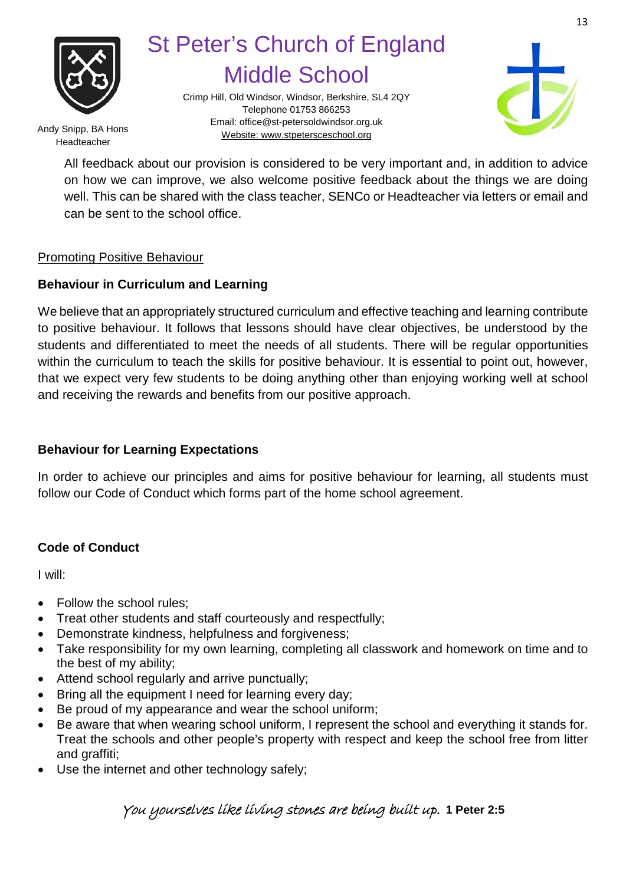All feedback about our provision is considered to be very important and, in addition to advice on how we can improve, we also welcome positive feedback about the things we are doing well. This can be shared with the class teacher, SENCo or Headteacher via letters or email and can be sent to the school office.

## Promoting Positive Behaviour

### Behaviour in Curriculum and Learning

We believe that an appropriately structured curriculum and effective teaching and learning contribute to positive behaviour. It follows that lessons should have clear objectives, be understood by the students and differentiated to meet the needs of all students. There will be regular opportunities within the curriculum to teach the skills for positive behaviour. It is essential to point out, however, that we expect very few students to be doing anything other than enjoying working well at school and receiving the rewards and benefits from our positive approach.

### Behaviour for Learning Expectations

In order to achieve our principles and aims for positive behaviour for learning, all students must follow our Code of Conduct which forms part of the home school agreement.

### Code of Conduct

I will:

- Follow the school rules;
- Treat other students and staff courteously and respectfully;
- Demonstrate kindness, helpfulness and forgiveness;
- Take responsibility for my own learning, completing all classwork and homework on time and to the best of my ability;
- Attend school regularly and arrive punctually;
- Bring all the equipment I need for learning every day;
- Be proud of my appearance and wear the school uniform;
- Be aware that when wearing school uniform, I represent the school and everything it stands for. Treat the schools and other people's property with respect and keep the school free from litter and graffiti;
- Use the internet and other technology safely;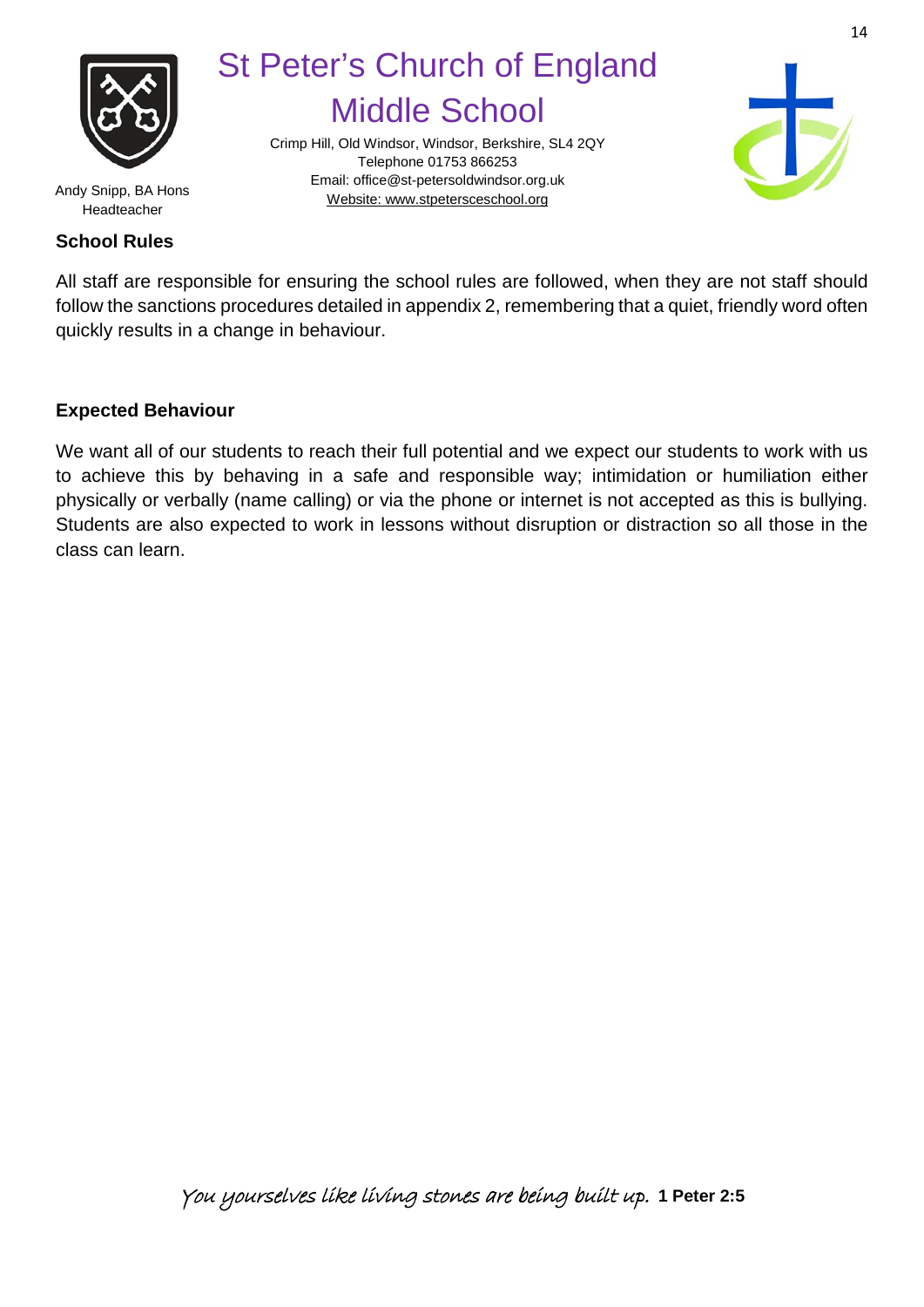## School Rules

All staff are responsible for ensuring the school rules are followed, when they are not staff should follow the sanctions procedures detailed in appendix 2, remembering that a quiet, friendly word often quickly results in a change in behaviour.

## Expected Behaviour

We want all of our students to reach their full potential and we expect our students to work with us to achieve this by behaving in a safe and responsible way; intimidation or humiliation either physically or verbally (name calling) or via the phone or internet is not accepted as this is bullying. Students are also expected to work in lessons without disruption or distraction so all those in the class can learn.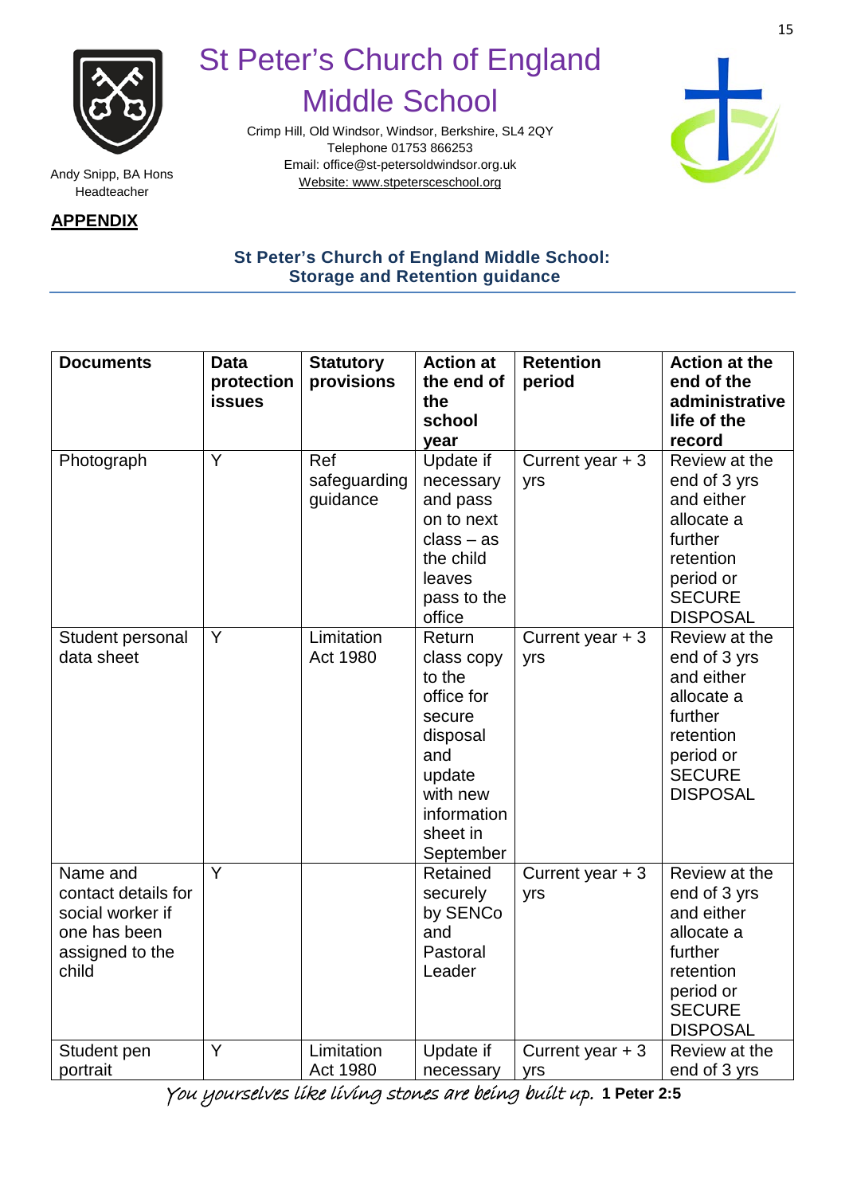# St Peter's Church of England Middle School

Crimp Hill, Old Windsor, Windsor, Berkshire, SL4 2QY
Telephone 01753 866253
Email: office@st-petersoldwindsor.org.uk
Website: www.stpetersceschool.org

Andy Snipp, BA Hons
Headteacher

**APPENDIX**

## St Peter's Church of England Middle School: Storage and Retention guidance

| Documents | Data protection issues | Statutory provisions | Action at the end of the school year | Retention period | Action at the end of the administrative life of the record |
|---|---|---|---|---|---|
| Photograph | Y | Ref safeguarding guidance | Update if necessary and pass on to next class – as the child leaves pass to the office | Current year + 3 yrs | Review at the end of 3 yrs and either allocate a further retention period or SECURE DISPOSAL |
| Student personal data sheet | Y | Limitation Act 1980 | Return class copy to the office for secure disposal and update with new information sheet in September | Current year + 3 yrs | Review at the end of 3 yrs and either allocate a further retention period or SECURE DISPOSAL |
| Name and contact details for social worker if one has been assigned to the child | Y | | Retained securely by SENCo and Pastoral Leader | Current year + 3 yrs | Review at the end of 3 yrs and either allocate a further retention period or SECURE DISPOSAL |
| Student pen portrait | Y | Limitation Act 1980 | Update if necessary | Current year + 3 yrs | Review at the end of 3 yrs |

*You yourselves like living stones are being built up.* **1 Peter 2:5**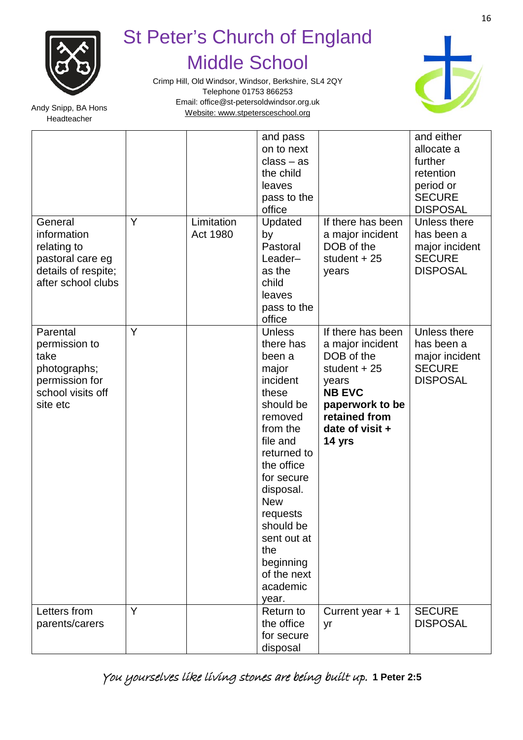| | | | and pass on to next class – as the child leaves pass to the office | | and either allocate a further retention period or SECURE DISPOSAL |
|---|---|---|---|---|---|
| General information relating to pastoral care eg details of respite; after school clubs | Y | Limitation Act 1980 | Updated by Pastoral Leader– as the child leaves pass to the office | If there has been a major incident DOB of the student + 25 years | Unless there has been a major incident SECURE DISPOSAL |
| Parental permission to take photographs; permission for school visits off site etc | Y | | Unless there has been a major incident these should be removed from the file and returned to the office for secure disposal. New requests should be sent out at the beginning of the next academic year. | If there has been a major incident DOB of the student + 25 years **NB EVC paperwork to be retained from date of visit + 14 yrs** | Unless there has been a major incident SECURE DISPOSAL |
| Letters from parents/carers | Y | | Return to the office for secure disposal | Current year + 1 yr | SECURE DISPOSAL |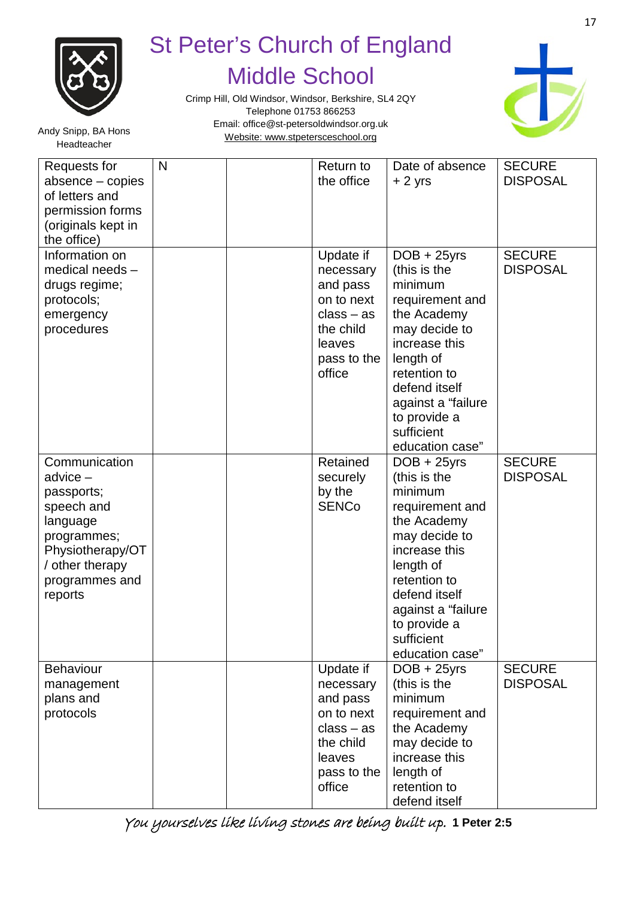# St Peter's Church of England Middle School

Crimp Hill, Old Windsor, Windsor, Berkshire, SL4 2QY
Telephone 01753 866253
Email: office@st-petersoldwindsor.org.uk
Website: www.stpetersceschool.org

Andy Snipp, BA Hons
Headteacher

| | | | | | |
|---|---|---|---|---|---|
| Requests for absence – copies of letters and permission forms (originals kept in the office) | N | | Return to the office | Date of absence + 2 yrs | SECURE DISPOSAL |
| Information on medical needs – drugs regime; protocols; emergency procedures | | | Update if necessary and pass on to next class – as the child leaves pass to the office | DOB + 25yrs (this is the minimum requirement and the Academy may decide to increase this length of retention to defend itself against a "failure to provide a sufficient education case" | SECURE DISPOSAL |
| Communication advice – passports; speech and language programmes; Physiotherapy/OT / other therapy programmes and reports | | | Retained securely by the SENCo | DOB + 25yrs (this is the minimum requirement and the Academy may decide to increase this length of retention to defend itself against a "failure to provide a sufficient education case" | SECURE DISPOSAL |
| Behaviour management plans and protocols | | | Update if necessary and pass on to next class – as the child leaves pass to the office | DOB + 25yrs (this is the minimum requirement and the Academy may decide to increase this length of retention to defend itself | SECURE DISPOSAL |

*You yourselves like living stones are being built up.* **1 Peter 2:5**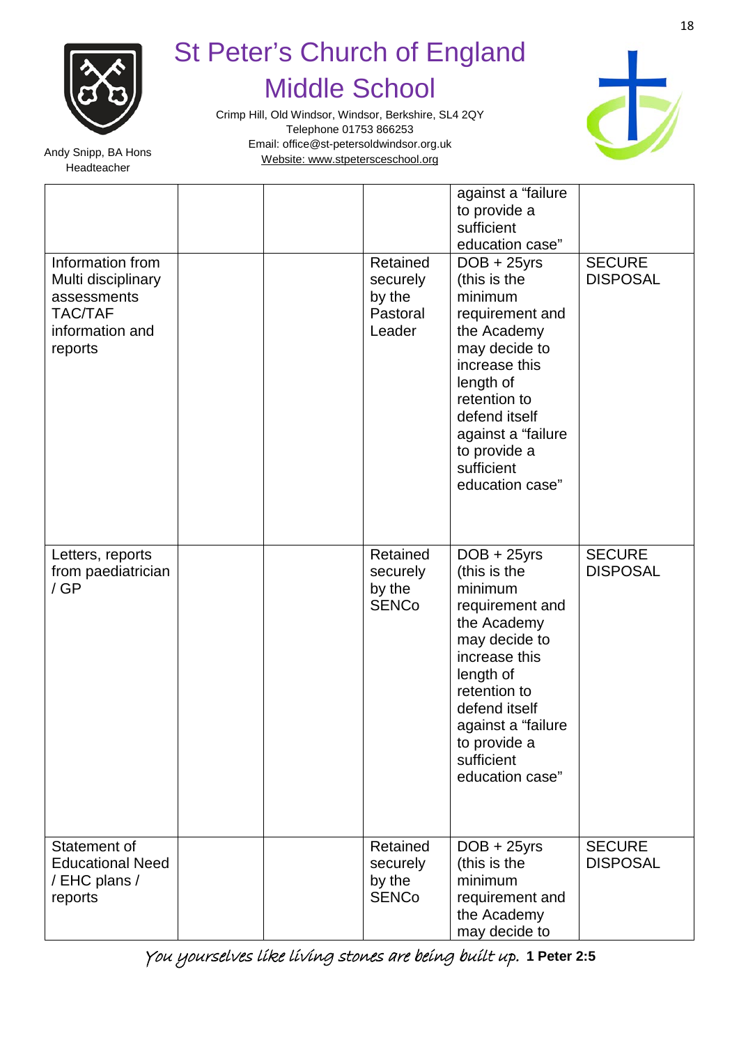| | | | | | |
|---|---|---|---|---|---|
| | | | | against a "failure to provide a sufficient education case" | |
| Information from Multi disciplinary assessments TAC/TAF information and reports | | | Retained securely by the Pastoral Leader | DOB + 25yrs (this is the minimum requirement and the Academy may decide to increase this length of retention to defend itself against a "failure to provide a sufficient education case" | SECURE DISPOSAL |
| Letters, reports from paediatrician / GP | | | Retained securely by the SENCo | DOB + 25yrs (this is the minimum requirement and the Academy may decide to increase this length of retention to defend itself against a "failure to provide a sufficient education case" | SECURE DISPOSAL |
| Statement of Educational Need / EHC plans / reports | | | Retained securely by the SENCo | DOB + 25yrs (this is the minimum requirement and the Academy may decide to | SECURE DISPOSAL |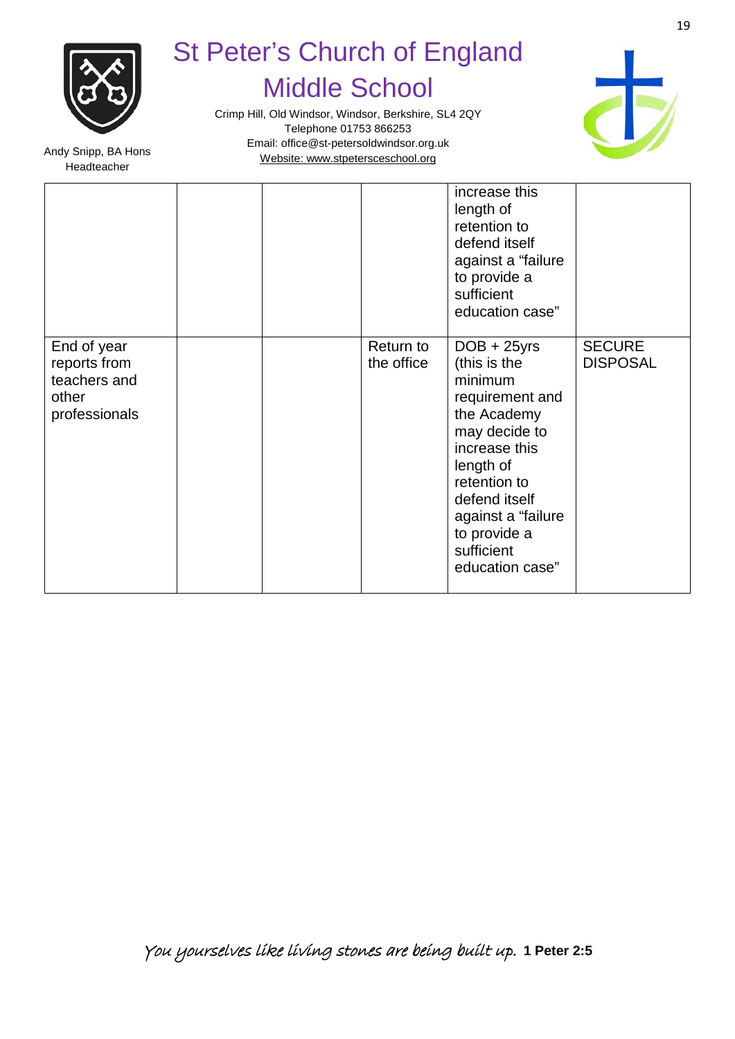| | | | | | |
|---|---|---|---|---|---|
| | | | | increase this length of retention to defend itself against a "failure to provide a sufficient education case" | |
| End of year reports from teachers and other professionals | | | Return to the office | DOB + 25yrs (this is the minimum requirement and the Academy may decide to increase this length of retention to defend itself against a "failure to provide a sufficient education case" | SECURE DISPOSAL |